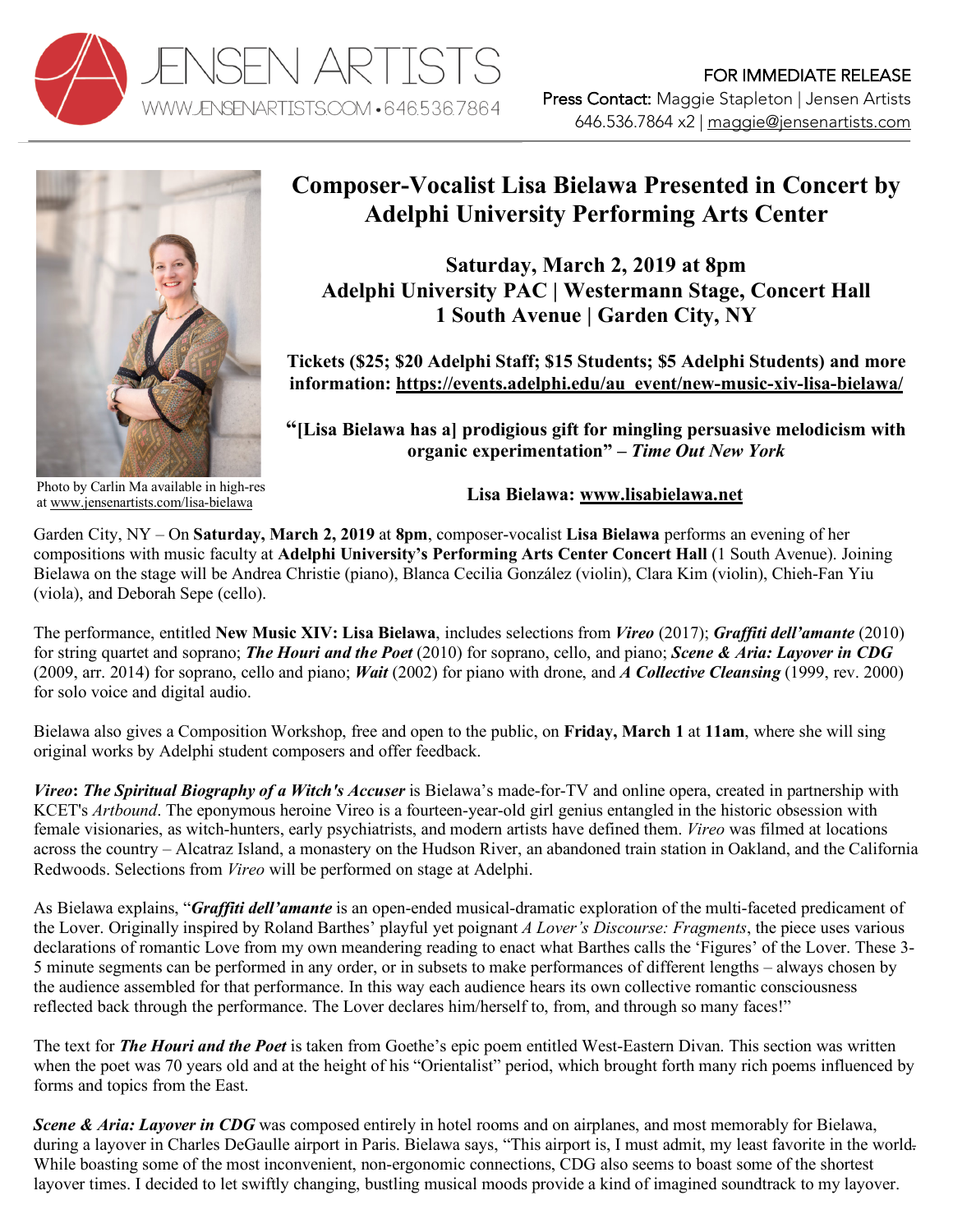JENSEN ARTISTS
WWW.JENSENARTISTS.COM • 646.536.7864

FOR IMMEDIATE RELEASE
Press Contact: Maggie Stapleton | Jensen Artists
646.536.7864 x2 | maggie@jensenartists.com

Photo by Carlin Ma available in high-res at www.jensenartists.com/lisa-bielawa

# Composer-Vocalist Lisa Bielawa Presented in Concert by Adelphi University Performing Arts Center

**Saturday, March 2, 2019 at 8pm**
**Adelphi University PAC | Westermann Stage, Concert Hall**
**1 South Avenue | Garden City, NY**

**Tickets ($25; $20 Adelphi Staff; $15 Students; $5 Adelphi Students) and more information: https://events.adelphi.edu/au_event/new-music-xiv-lisa-bielawa/**

**"[Lisa Bielawa has a] prodigious gift for mingling persuasive melodicism with organic experimentation" – *Time Out New York***

**Lisa Bielawa: www.lisabielawa.net**

Garden City, NY – On **Saturday, March 2, 2019** at **8pm**, composer-vocalist **Lisa Bielawa** performs an evening of her compositions with music faculty at **Adelphi University's Performing Arts Center Concert Hall** (1 South Avenue). Joining Bielawa on the stage will be Andrea Christie (piano), Blanca Cecilia González (violin), Clara Kim (violin), Chieh-Fan Yiu (viola), and Deborah Sepe (cello).

The performance, entitled **New Music XIV: Lisa Bielawa**, includes selections from ***Vireo*** (2017); ***Graffiti dell'amante*** (2010) for string quartet and soprano; ***The Houri and the Poet*** (2010) for soprano, cello, and piano; ***Scene & Aria: Layover in CDG*** (2009, arr. 2014) for soprano, cello and piano; ***Wait*** (2002) for piano with drone, and ***A Collective Cleansing*** (1999, rev. 2000) for solo voice and digital audio.

Bielawa also gives a Composition Workshop, free and open to the public, on **Friday, March 1** at **11am**, where she will sing original works by Adelphi student composers and offer feedback.

***Vireo*: *The Spiritual Biography of a Witch's Accuser*** is Bielawa's made-for-TV and online opera, created in partnership with KCET's *Artbound*. The eponymous heroine Vireo is a fourteen-year-old girl genius entangled in the historic obsession with female visionaries, as witch-hunters, early psychiatrists, and modern artists have defined them. *Vireo* was filmed at locations across the country – Alcatraz Island, a monastery on the Hudson River, an abandoned train station in Oakland, and the California Redwoods. Selections from *Vireo* will be performed on stage at Adelphi.

As Bielawa explains, "***Graffiti dell'amante*** is an open-ended musical-dramatic exploration of the multi-faceted predicament of the Lover. Originally inspired by Roland Barthes' playful yet poignant *A Lover's Discourse: Fragments*, the piece uses various declarations of romantic Love from my own meandering reading to enact what Barthes calls the 'Figures' of the Lover. These 3-5 minute segments can be performed in any order, or in subsets to make performances of different lengths – always chosen by the audience assembled for that performance. In this way each audience hears its own collective romantic consciousness reflected back through the performance. The Lover declares him/herself to, from, and through so many faces!"

The text for ***The Houri and the Poet*** is taken from Goethe's epic poem entitled West-Eastern Divan. This section was written when the poet was 70 years old and at the height of his "Orientalist" period, which brought forth many rich poems influenced by forms and topics from the East.

***Scene & Aria: Layover in CDG*** was composed entirely in hotel rooms and on airplanes, and most memorably for Bielawa, during a layover in Charles DeGaulle airport in Paris. Bielawa says, "This airport is, I must admit, my least favorite in the world. While boasting some of the most inconvenient, non-ergonomic connections, CDG also seems to boast some of the shortest layover times. I decided to let swiftly changing, bustling musical moods provide a kind of imagined soundtrack to my layover.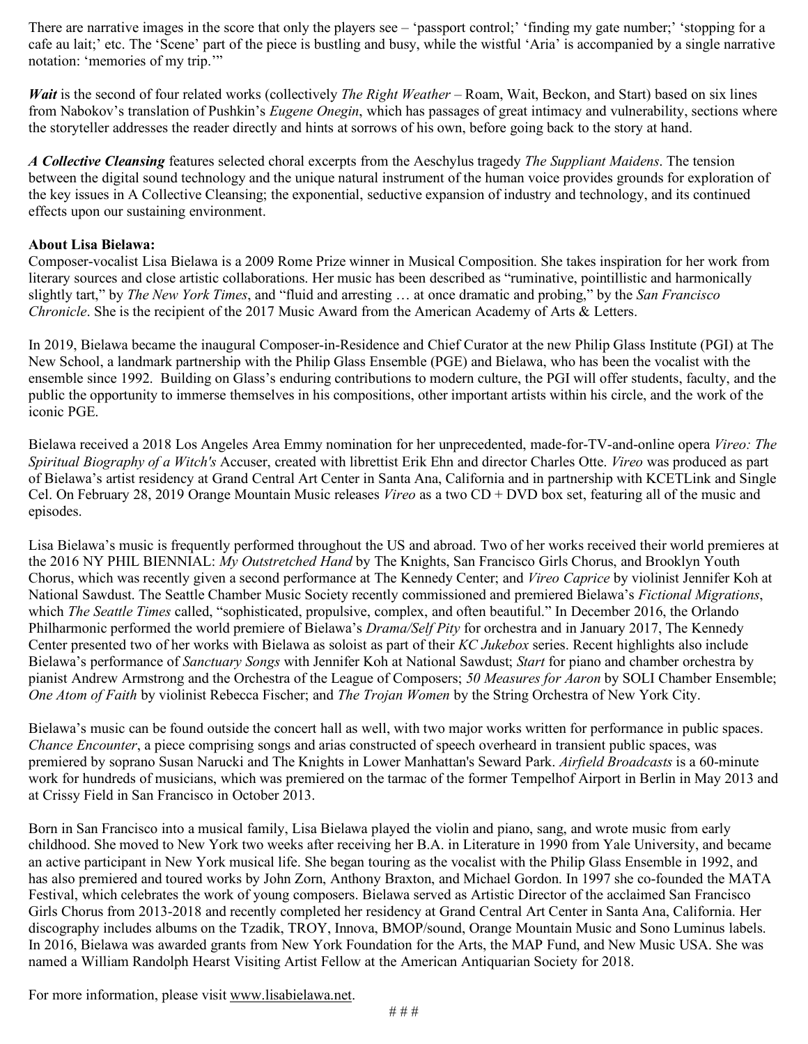There are narrative images in the score that only the players see – 'passport control;' 'finding my gate number;' 'stopping for a cafe au lait;' etc. The 'Scene' part of the piece is bustling and busy, while the wistful 'Aria' is accompanied by a single narrative notation: 'memories of my trip.'"

***Wait*** is the second of four related works (collectively *The Right Weather* – Roam, Wait, Beckon, and Start) based on six lines from Nabokov's translation of Pushkin's *Eugene Onegin*, which has passages of great intimacy and vulnerability, sections where the storyteller addresses the reader directly and hints at sorrows of his own, before going back to the story at hand.

***A Collective Cleansing*** features selected choral excerpts from the Aeschylus tragedy *The Suppliant Maidens*. The tension between the digital sound technology and the unique natural instrument of the human voice provides grounds for exploration of the key issues in A Collective Cleansing; the exponential, seductive expansion of industry and technology, and its continued effects upon our sustaining environment.

**About Lisa Bielawa:**

Composer-vocalist Lisa Bielawa is a 2009 Rome Prize winner in Musical Composition. She takes inspiration for her work from literary sources and close artistic collaborations. Her music has been described as "ruminative, pointillistic and harmonically slightly tart," by *The New York Times*, and "fluid and arresting … at once dramatic and probing," by the *San Francisco Chronicle*. She is the recipient of the 2017 Music Award from the American Academy of Arts & Letters.

In 2019, Bielawa became the inaugural Composer-in-Residence and Chief Curator at the new Philip Glass Institute (PGI) at The New School, a landmark partnership with the Philip Glass Ensemble (PGE) and Bielawa, who has been the vocalist with the ensemble since 1992. Building on Glass's enduring contributions to modern culture, the PGI will offer students, faculty, and the public the opportunity to immerse themselves in his compositions, other important artists within his circle, and the work of the iconic PGE.

Bielawa received a 2018 Los Angeles Area Emmy nomination for her unprecedented, made-for-TV-and-online opera *Vireo: The Spiritual Biography of a Witch's* Accuser, created with librettist Erik Ehn and director Charles Otte. *Vireo* was produced as part of Bielawa's artist residency at Grand Central Art Center in Santa Ana, California and in partnership with KCETLink and Single Cel. On February 28, 2019 Orange Mountain Music releases *Vireo* as a two CD + DVD box set, featuring all of the music and episodes.

Lisa Bielawa's music is frequently performed throughout the US and abroad. Two of her works received their world premieres at the 2016 NY PHIL BIENNIAL: *My Outstretched Hand* by The Knights, San Francisco Girls Chorus, and Brooklyn Youth Chorus, which was recently given a second performance at The Kennedy Center; and *Vireo Caprice* by violinist Jennifer Koh at National Sawdust. The Seattle Chamber Music Society recently commissioned and premiered Bielawa's *Fictional Migrations*, which *The Seattle Times* called, "sophisticated, propulsive, complex, and often beautiful." In December 2016, the Orlando Philharmonic performed the world premiere of Bielawa's *Drama/Self Pity* for orchestra and in January 2017, The Kennedy Center presented two of her works with Bielawa as soloist as part of their *KC Jukebox* series. Recent highlights also include Bielawa's performance of *Sanctuary Songs* with Jennifer Koh at National Sawdust; *Start* for piano and chamber orchestra by pianist Andrew Armstrong and the Orchestra of the League of Composers; *50 Measures for Aaron* by SOLI Chamber Ensemble; *One Atom of Faith* by violinist Rebecca Fischer; and *The Trojan Women* by the String Orchestra of New York City.

Bielawa's music can be found outside the concert hall as well, with two major works written for performance in public spaces. *Chance Encounter*, a piece comprising songs and arias constructed of speech overheard in transient public spaces, was premiered by soprano Susan Narucki and The Knights in Lower Manhattan's Seward Park. *Airfield Broadcasts* is a 60-minute work for hundreds of musicians, which was premiered on the tarmac of the former Tempelhof Airport in Berlin in May 2013 and at Crissy Field in San Francisco in October 2013.

Born in San Francisco into a musical family, Lisa Bielawa played the violin and piano, sang, and wrote music from early childhood. She moved to New York two weeks after receiving her B.A. in Literature in 1990 from Yale University, and became an active participant in New York musical life. She began touring as the vocalist with the Philip Glass Ensemble in 1992, and has also premiered and toured works by John Zorn, Anthony Braxton, and Michael Gordon. In 1997 she co-founded the MATA Festival, which celebrates the work of young composers. Bielawa served as Artistic Director of the acclaimed San Francisco Girls Chorus from 2013-2018 and recently completed her residency at Grand Central Art Center in Santa Ana, California. Her discography includes albums on the Tzadik, TROY, Innova, BMOP/sound, Orange Mountain Music and Sono Luminus labels. In 2016, Bielawa was awarded grants from New York Foundation for the Arts, the MAP Fund, and New Music USA. She was named a William Randolph Hearst Visiting Artist Fellow at the American Antiquarian Society for 2018.

For more information, please visit www.lisabielawa.net.

# # #